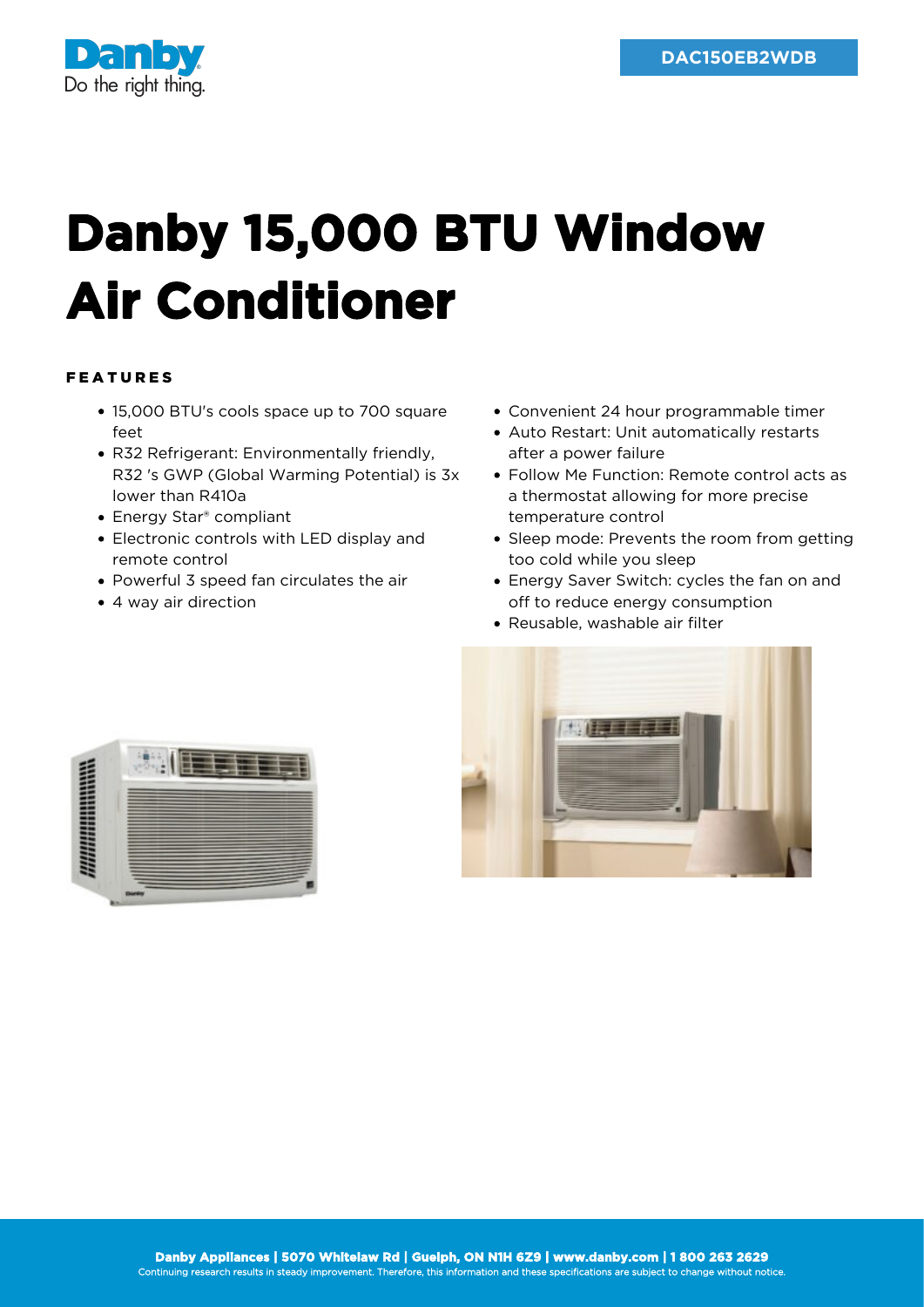DAC150EB2WDB

# Danby 15,000 BTU Window Air Conditioner

## FEATURES

- 15,000 BTU's cools space up to 700 square feet
- R32 Refrigerant: Environmentally friendly, R32 's GWP (Global Warming Potential) is 3x lower than R410a
- Energy Star® compliant
- Electronic controls with LED display and remote control
- Powerful 3 speed fan circulates the air
- 4 way air direction
- Convenient 24 hour programmable timer
- Auto Restart: Unit automatically restarts after a power failure
- Follow Me Function: Remote control acts as a thermostat allowing for more precise temperature control
- Sleep mode: Prevents the room from getting too cold while you sleep
- Energy Saver Switch: cycles the fan on and off to reduce energy consumption
- Reusable, washable air filter

**Danby Appliances | 5070 Whitelaw Rd | Guelph, ON N1H 6Z9 | www.danby.com | 1 800 263 2629**

Continuing research results in steady improvement. Therefore, this information and these specifications are subject to change without notice.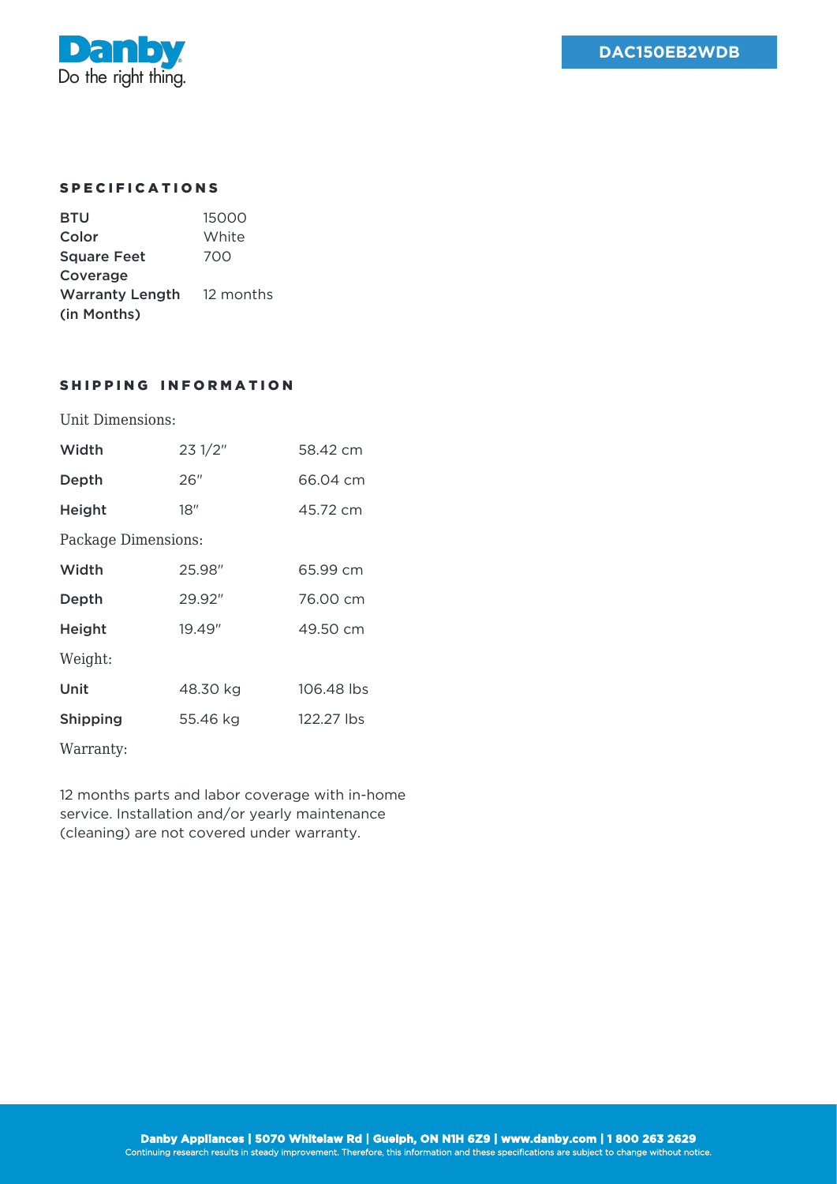Danby
Do the right thing.

**DAC150EB2WDB**

## SPECIFICATIONS

| | |
|---|---|
| **BTU** | 15000 |
| **Color** | White |
| **Square Feet Coverage** | 700 |
| **Warranty Length (in Months)** | 12 months |

## SHIPPING INFORMATION

Unit Dimensions:

| | | |
|---|---|---|
| **Width** | 23 1/2" | 58.42 cm |
| **Depth** | 26" | 66.04 cm |
| **Height** | 18" | 45.72 cm |

Package Dimensions:

| | | |
|---|---|---|
| **Width** | 25.98" | 65.99 cm |
| **Depth** | 29.92" | 76.00 cm |
| **Height** | 19.49" | 49.50 cm |

Weight:

| | | |
|---|---|---|
| **Unit** | 48.30 kg | 106.48 lbs |
| **Shipping** | 55.46 kg | 122.27 lbs |

Warranty:

12 months parts and labor coverage with in-home service. Installation and/or yearly maintenance (cleaning) are not covered under warranty.

**Danby Appliances | 5070 Whitelaw Rd | Guelph, ON N1H 6Z9 | www.danby.com | 1 800 263 2629**
Continuing research results in steady improvement. Therefore, this information and these specifications are subject to change without notice.